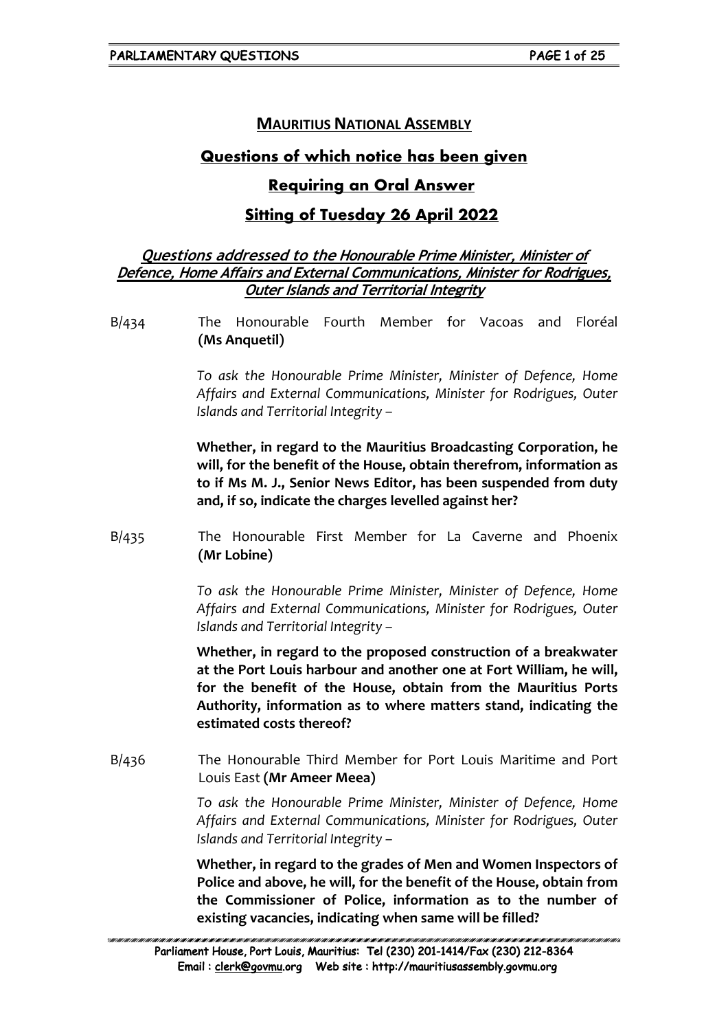# MAURITIUS NATIONAL ASSEMBLY

## Questions of which notice has been given

## Requiring an Oral Answer

## Sitting of Tuesday 26 April 2022

### *Questions addressed to the Honourable Prime Minister, Minister of Defence, Home Affairs and External Communications, Minister for Rodrigues, Outer Islands and Territorial Integrity*

B/434 The Honourable Fourth Member for Vacoas and Floréal **(Ms Anquetil)**

*To ask the Honourable Prime Minister, Minister of Defence, Home Affairs and External Communications, Minister for Rodrigues, Outer Islands and Territorial Integrity –*

**Whether, in regard to the Mauritius Broadcasting Corporation, he will, for the benefit of the House, obtain therefrom, information as to if Ms M. J., Senior News Editor, has been suspended from duty and, if so, indicate the charges levelled against her?**

B/435 The Honourable First Member for La Caverne and Phoenix **(Mr Lobine)**

*To ask the Honourable Prime Minister, Minister of Defence, Home Affairs and External Communications, Minister for Rodrigues, Outer Islands and Territorial Integrity –*

**Whether, in regard to the proposed construction of a breakwater at the Port Louis harbour and another one at Fort William, he will, for the benefit of the House, obtain from the Mauritius Ports Authority, information as to where matters stand, indicating the estimated costs thereof?**

B/436 The Honourable Third Member for Port Louis Maritime and Port Louis East **(Mr Ameer Meea)**

*To ask the Honourable Prime Minister, Minister of Defence, Home Affairs and External Communications, Minister for Rodrigues, Outer Islands and Territorial Integrity –*

**Whether, in regard to the grades of Men and Women Inspectors of Police and above, he will, for the benefit of the House, obtain from the Commissioner of Police, information as to the number of existing vacancies, indicating when same will be filled?**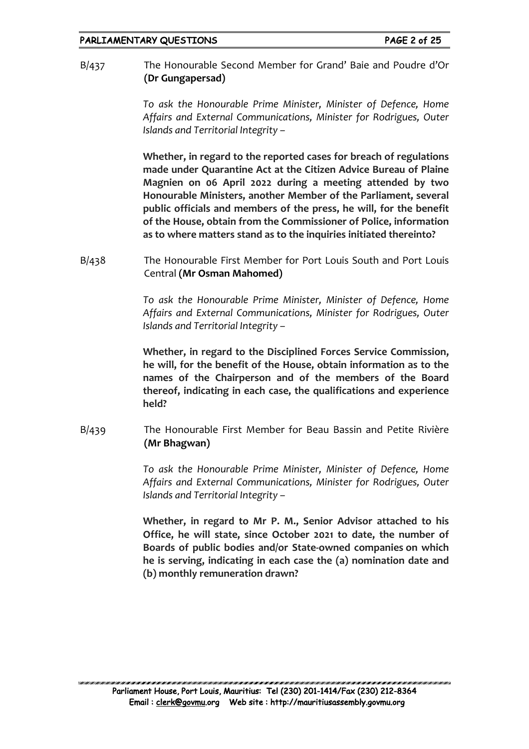B/437 The Honourable Second Member for Grand' Baie and Poudre d'Or **(Dr Gungapersad)**

*To ask the Honourable Prime Minister, Minister of Defence, Home Affairs and External Communications, Minister for Rodrigues, Outer Islands and Territorial Integrity –*

**Whether, in regard to the reported cases for breach of regulations made under Quarantine Act at the Citizen Advice Bureau of Plaine Magnien on 06 April 2022 during a meeting attended by two Honourable Ministers, another Member of the Parliament, several public officials and members of the press, he will, for the benefit of the House, obtain from the Commissioner of Police, information as to where matters stand as to the inquiries initiated thereinto?**

B/438 The Honourable First Member for Port Louis South and Port Louis Central **(Mr Osman Mahomed)**

*To ask the Honourable Prime Minister, Minister of Defence, Home Affairs and External Communications, Minister for Rodrigues, Outer Islands and Territorial Integrity –*

**Whether, in regard to the Disciplined Forces Service Commission, he will, for the benefit of the House, obtain information as to the names of the Chairperson and of the members of the Board thereof, indicating in each case, the qualifications and experience held?**

B/439 The Honourable First Member for Beau Bassin and Petite Rivière **(Mr Bhagwan)**

*To ask the Honourable Prime Minister, Minister of Defence, Home Affairs and External Communications, Minister for Rodrigues, Outer Islands and Territorial Integrity –*

**Whether, in regard to Mr P. M., Senior Advisor attached to his Office, he will state, since October 2021 to date, the number of Boards of public bodies and/or State-owned companies on which he is serving, indicating in each case the (a) nomination date and (b) monthly remuneration drawn?**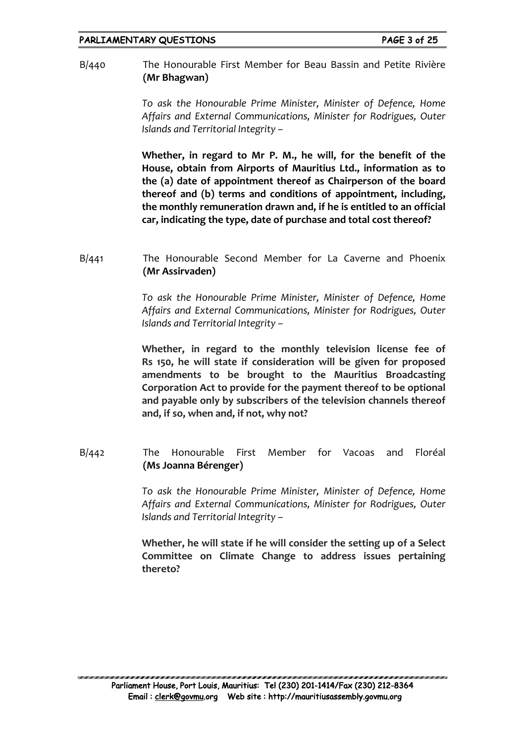B/440 The Honourable First Member for Beau Bassin and Petite Rivière **(Mr Bhagwan)**

*To ask the Honourable Prime Minister, Minister of Defence, Home Affairs and External Communications, Minister for Rodrigues, Outer Islands and Territorial Integrity –*

**Whether, in regard to Mr P. M., he will, for the benefit of the House, obtain from Airports of Mauritius Ltd., information as to the (a) date of appointment thereof as Chairperson of the board thereof and (b) terms and conditions of appointment, including, the monthly remuneration drawn and, if he is entitled to an official car, indicating the type, date of purchase and total cost thereof?**

B/441 The Honourable Second Member for La Caverne and Phoenix **(Mr Assirvaden)**

*To ask the Honourable Prime Minister, Minister of Defence, Home Affairs and External Communications, Minister for Rodrigues, Outer Islands and Territorial Integrity –*

**Whether, in regard to the monthly television license fee of Rs 150, he will state if consideration will be given for proposed amendments to be brought to the Mauritius Broadcasting Corporation Act to provide for the payment thereof to be optional and payable only by subscribers of the television channels thereof and, if so, when and, if not, why not?**

B/442 The Honourable First Member for Vacoas and Floréal **(Ms Joanna Bérenger)**

*To ask the Honourable Prime Minister, Minister of Defence, Home Affairs and External Communications, Minister for Rodrigues, Outer Islands and Territorial Integrity –*

**Whether, he will state if he will consider the setting up of a Select Committee on Climate Change to address issues pertaining thereto?**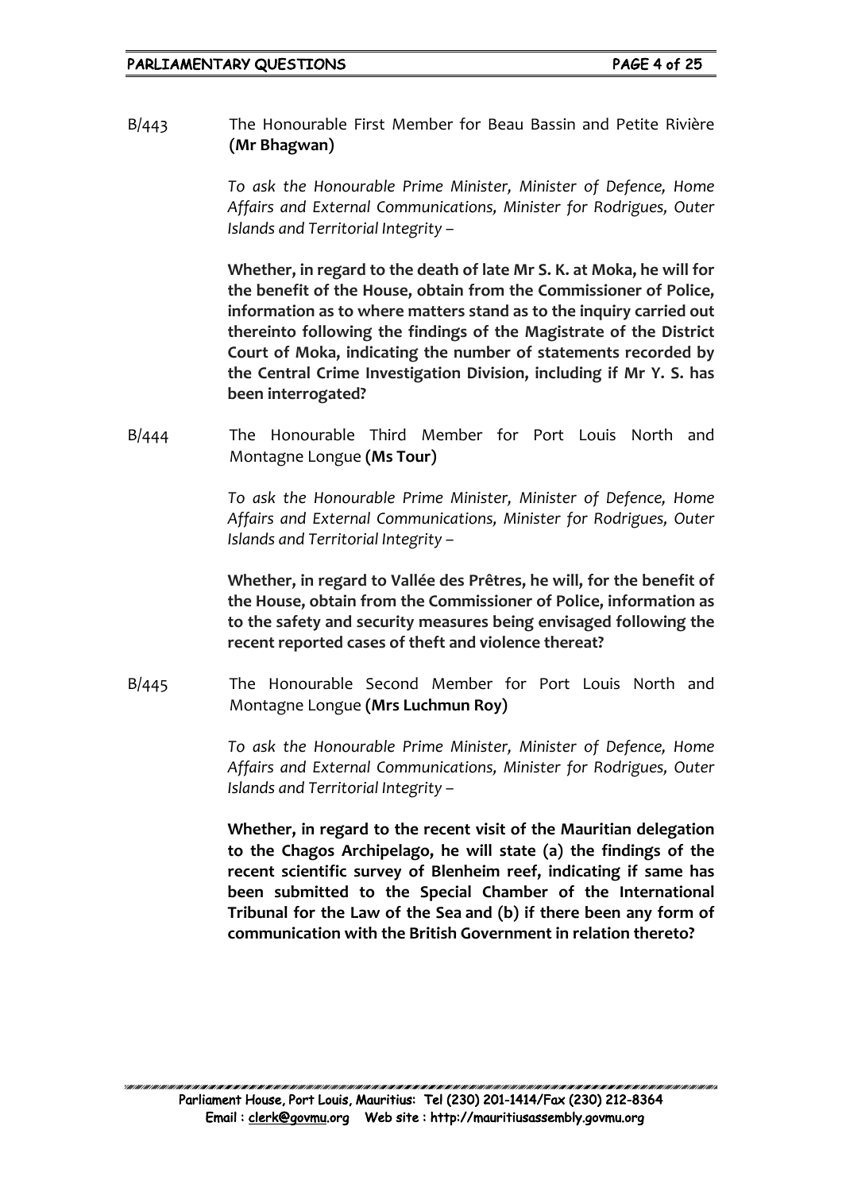B/443 The Honourable First Member for Beau Bassin and Petite Rivière **(Mr Bhagwan)**

*To ask the Honourable Prime Minister, Minister of Defence, Home Affairs and External Communications, Minister for Rodrigues, Outer Islands and Territorial Integrity –*

**Whether, in regard to the death of late Mr S. K. at Moka, he will for the benefit of the House, obtain from the Commissioner of Police, information as to where matters stand as to the inquiry carried out thereinto following the findings of the Magistrate of the District Court of Moka, indicating the number of statements recorded by the Central Crime Investigation Division, including if Mr Y. S. has been interrogated?**

B/444 The Honourable Third Member for Port Louis North and Montagne Longue **(Ms Tour)**

*To ask the Honourable Prime Minister, Minister of Defence, Home Affairs and External Communications, Minister for Rodrigues, Outer Islands and Territorial Integrity –*

**Whether, in regard to Vallée des Prêtres, he will, for the benefit of the House, obtain from the Commissioner of Police, information as to the safety and security measures being envisaged following the recent reported cases of theft and violence thereat?**

B/445 The Honourable Second Member for Port Louis North and Montagne Longue **(Mrs Luchmun Roy)**

*To ask the Honourable Prime Minister, Minister of Defence, Home Affairs and External Communications, Minister for Rodrigues, Outer Islands and Territorial Integrity –*

**Whether, in regard to the recent visit of the Mauritian delegation to the Chagos Archipelago, he will state (a) the findings of the recent scientific survey of Blenheim reef, indicating if same has been submitted to the Special Chamber of the International Tribunal for the Law of the Sea and (b) if there been any form of communication with the British Government in relation thereto?**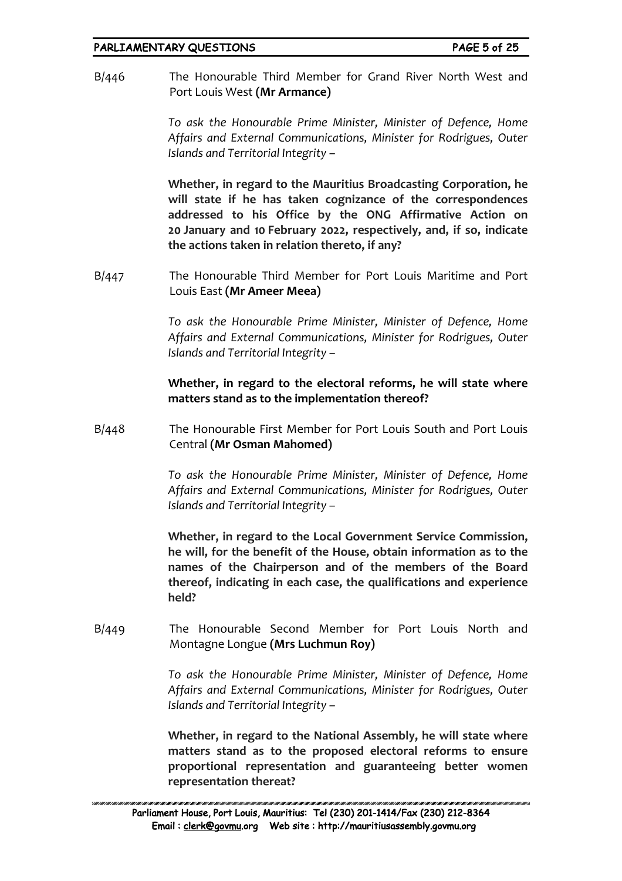B/446 The Honourable Third Member for Grand River North West and Port Louis West **(Mr Armance)**

*To ask the Honourable Prime Minister, Minister of Defence, Home Affairs and External Communications, Minister for Rodrigues, Outer Islands and Territorial Integrity –*

**Whether, in regard to the Mauritius Broadcasting Corporation, he will state if he has taken cognizance of the correspondences addressed to his Office by the ONG Affirmative Action on 20 January and 10 February 2022, respectively, and, if so, indicate the actions taken in relation thereto, if any?**

B/447 The Honourable Third Member for Port Louis Maritime and Port Louis East **(Mr Ameer Meea)**

*To ask the Honourable Prime Minister, Minister of Defence, Home Affairs and External Communications, Minister for Rodrigues, Outer Islands and Territorial Integrity –*

**Whether, in regard to the electoral reforms, he will state where matters stand as to the implementation thereof?**

B/448 The Honourable First Member for Port Louis South and Port Louis Central **(Mr Osman Mahomed)**

*To ask the Honourable Prime Minister, Minister of Defence, Home Affairs and External Communications, Minister for Rodrigues, Outer Islands and Territorial Integrity –*

**Whether, in regard to the Local Government Service Commission, he will, for the benefit of the House, obtain information as to the names of the Chairperson and of the members of the Board thereof, indicating in each case, the qualifications and experience held?**

B/449 The Honourable Second Member for Port Louis North and Montagne Longue **(Mrs Luchmun Roy)**

*To ask the Honourable Prime Minister, Minister of Defence, Home Affairs and External Communications, Minister for Rodrigues, Outer Islands and Territorial Integrity –*

**Whether, in regard to the National Assembly, he will state where matters stand as to the proposed electoral reforms to ensure proportional representation and guaranteeing better women representation thereat?**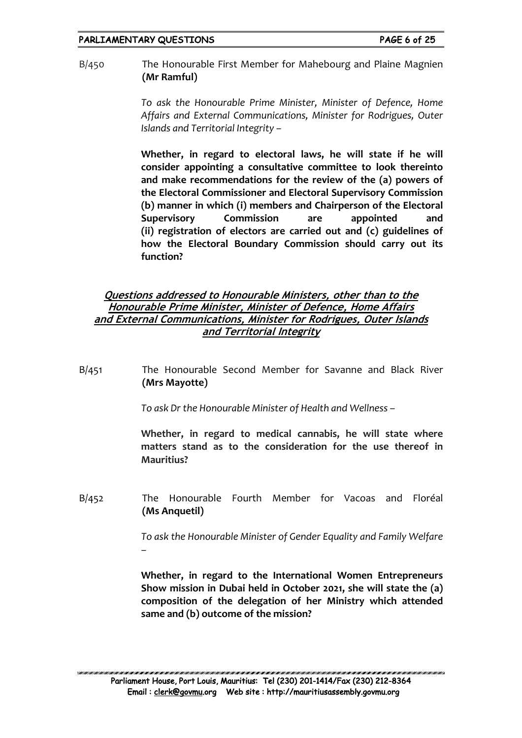B/450 The Honourable First Member for Mahebourg and Plaine Magnien **(Mr Ramful)**

*To ask the Honourable Prime Minister, Minister of Defence, Home Affairs and External Communications, Minister for Rodrigues, Outer Islands and Territorial Integrity –*

**Whether, in regard to electoral laws, he will state if he will consider appointing a consultative committee to look thereinto and make recommendations for the review of the (a) powers of the Electoral Commissioner and Electoral Supervisory Commission (b) manner in which (i) members and Chairperson of the Electoral Supervisory Commission are appointed and (ii) registration of electors are carried out and (c) guidelines of how the Electoral Boundary Commission should carry out its function?**

## *Questions addressed to Honourable Ministers, other than to the Honourable Prime Minister, Minister of Defence, Home Affairs and External Communications, Minister for Rodrigues, Outer Islands and Territorial Integrity*

B/451 The Honourable Second Member for Savanne and Black River **(Mrs Mayotte)**

*To ask Dr the Honourable Minister of Health and Wellness –*

**Whether, in regard to medical cannabis, he will state where matters stand as to the consideration for the use thereof in Mauritius?**

B/452 The Honourable Fourth Member for Vacoas and Floréal **(Ms Anquetil)**

*To ask the Honourable Minister of Gender Equality and Family Welfare –*

**Whether, in regard to the International Women Entrepreneurs Show mission in Dubai held in October 2021, she will state the (a) composition of the delegation of her Ministry which attended same and (b) outcome of the mission?**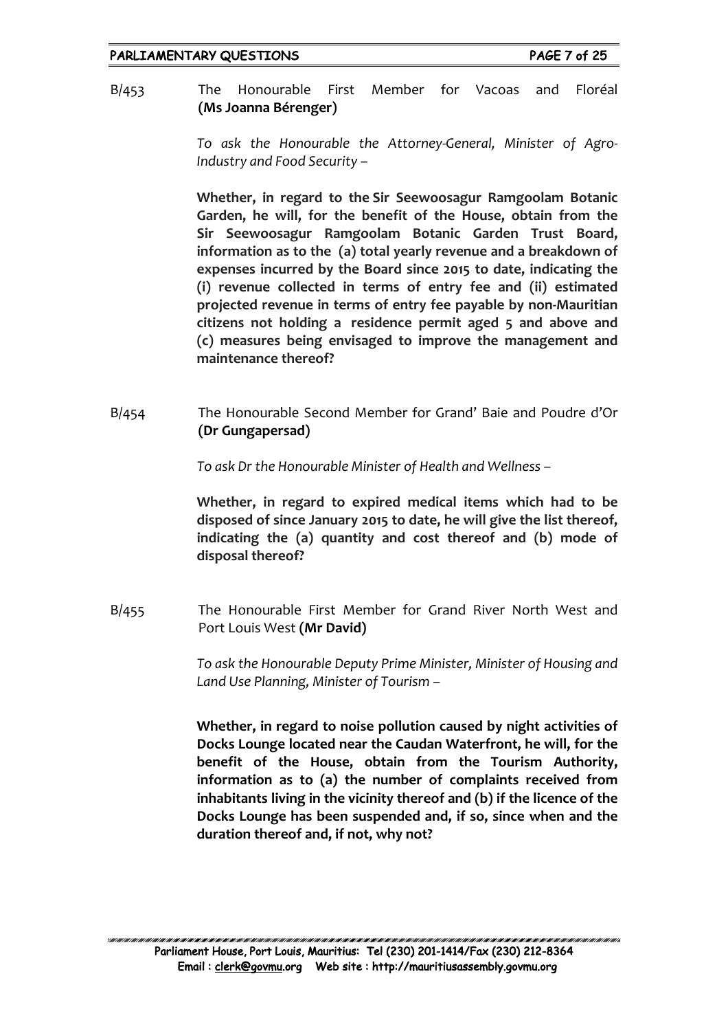B/453 The Honourable First Member for Vacoas and Floréal **(Ms Joanna Bérenger)**

*To ask the Honourable the Attorney-General, Minister of Agro-Industry and Food Security –*

**Whether, in regard to the Sir Seewoosagur Ramgoolam Botanic Garden, he will, for the benefit of the House, obtain from the Sir Seewoosagur Ramgoolam Botanic Garden Trust Board, information as to the (a) total yearly revenue and a breakdown of expenses incurred by the Board since 2015 to date, indicating the (i) revenue collected in terms of entry fee and (ii) estimated projected revenue in terms of entry fee payable by non-Mauritian citizens not holding a residence permit aged 5 and above and (c) measures being envisaged to improve the management and maintenance thereof?**

B/454 The Honourable Second Member for Grand' Baie and Poudre d'Or **(Dr Gungapersad)**

*To ask Dr the Honourable Minister of Health and Wellness –*

**Whether, in regard to expired medical items which had to be disposed of since January 2015 to date, he will give the list thereof, indicating the (a) quantity and cost thereof and (b) mode of disposal thereof?**

B/455 The Honourable First Member for Grand River North West and Port Louis West **(Mr David)**

*To ask the Honourable Deputy Prime Minister, Minister of Housing and Land Use Planning, Minister of Tourism –*

**Whether, in regard to noise pollution caused by night activities of Docks Lounge located near the Caudan Waterfront, he will, for the benefit of the House, obtain from the Tourism Authority, information as to (a) the number of complaints received from inhabitants living in the vicinity thereof and (b) if the licence of the Docks Lounge has been suspended and, if so, since when and the duration thereof and, if not, why not?**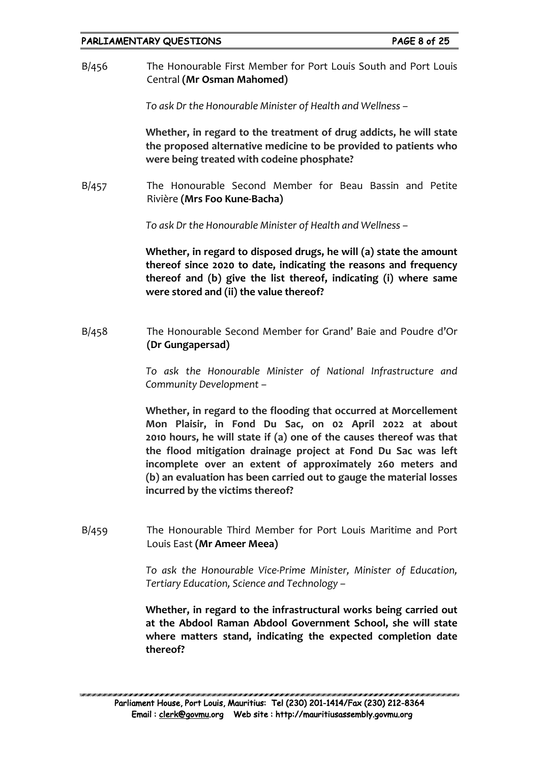B/456 The Honourable First Member for Port Louis South and Port Louis Central **(Mr Osman Mahomed)**

*To ask Dr the Honourable Minister of Health and Wellness –*

**Whether, in regard to the treatment of drug addicts, he will state the proposed alternative medicine to be provided to patients who were being treated with codeine phosphate?**

B/457 The Honourable Second Member for Beau Bassin and Petite Rivière **(Mrs Foo Kune-Bacha)**

*To ask Dr the Honourable Minister of Health and Wellness –*

**Whether, in regard to disposed drugs, he will (a) state the amount thereof since 2020 to date, indicating the reasons and frequency thereof and (b) give the list thereof, indicating (i) where same were stored and (ii) the value thereof?**

B/458 The Honourable Second Member for Grand' Baie and Poudre d'Or **(Dr Gungapersad)**

*To ask the Honourable Minister of National Infrastructure and Community Development –*

**Whether, in regard to the flooding that occurred at Morcellement Mon Plaisir, in Fond Du Sac, on 02 April 2022 at about 2010 hours, he will state if (a) one of the causes thereof was that the flood mitigation drainage project at Fond Du Sac was left incomplete over an extent of approximately 260 meters and (b) an evaluation has been carried out to gauge the material losses incurred by the victims thereof?**

B/459 The Honourable Third Member for Port Louis Maritime and Port Louis East **(Mr Ameer Meea)**

*To ask the Honourable Vice-Prime Minister, Minister of Education, Tertiary Education, Science and Technology –*

**Whether, in regard to the infrastructural works being carried out at the Abdool Raman Abdool Government School, she will state where matters stand, indicating the expected completion date thereof?**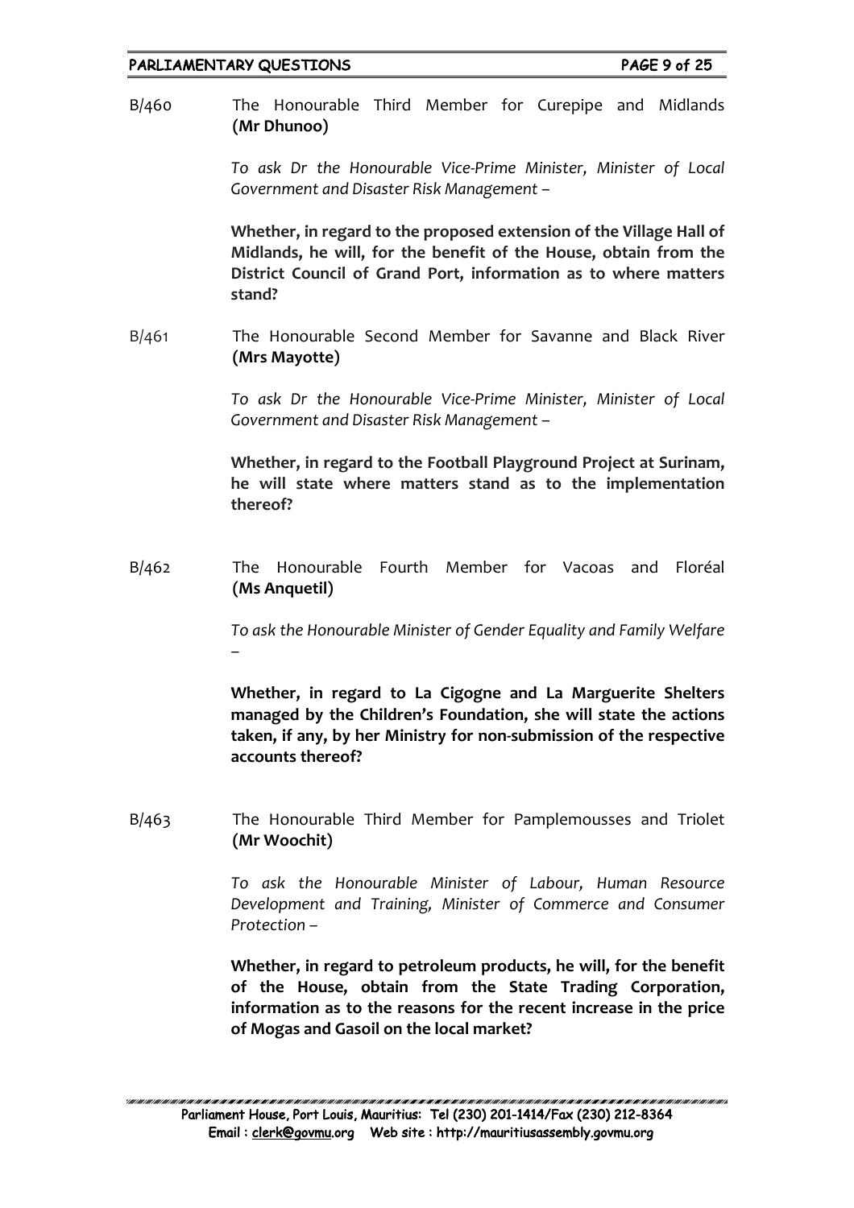B/460 The Honourable Third Member for Curepipe and Midlands **(Mr Dhunoo)**

*To ask Dr the Honourable Vice-Prime Minister, Minister of Local Government and Disaster Risk Management –*

**Whether, in regard to the proposed extension of the Village Hall of Midlands, he will, for the benefit of the House, obtain from the District Council of Grand Port, information as to where matters stand?**

B/461 The Honourable Second Member for Savanne and Black River **(Mrs Mayotte)**

*To ask Dr the Honourable Vice-Prime Minister, Minister of Local Government and Disaster Risk Management –*

**Whether, in regard to the Football Playground Project at Surinam, he will state where matters stand as to the implementation thereof?**

B/462 The Honourable Fourth Member for Vacoas and Floréal **(Ms Anquetil)**

*To ask the Honourable Minister of Gender Equality and Family Welfare –*

**Whether, in regard to La Cigogne and La Marguerite Shelters managed by the Children's Foundation, she will state the actions taken, if any, by her Ministry for non-submission of the respective accounts thereof?**

B/463 The Honourable Third Member for Pamplemousses and Triolet **(Mr Woochit)**

*To ask the Honourable Minister of Labour, Human Resource Development and Training, Minister of Commerce and Consumer Protection –*

**Whether, in regard to petroleum products, he will, for the benefit of the House, obtain from the State Trading Corporation, information as to the reasons for the recent increase in the price of Mogas and Gasoil on the local market?**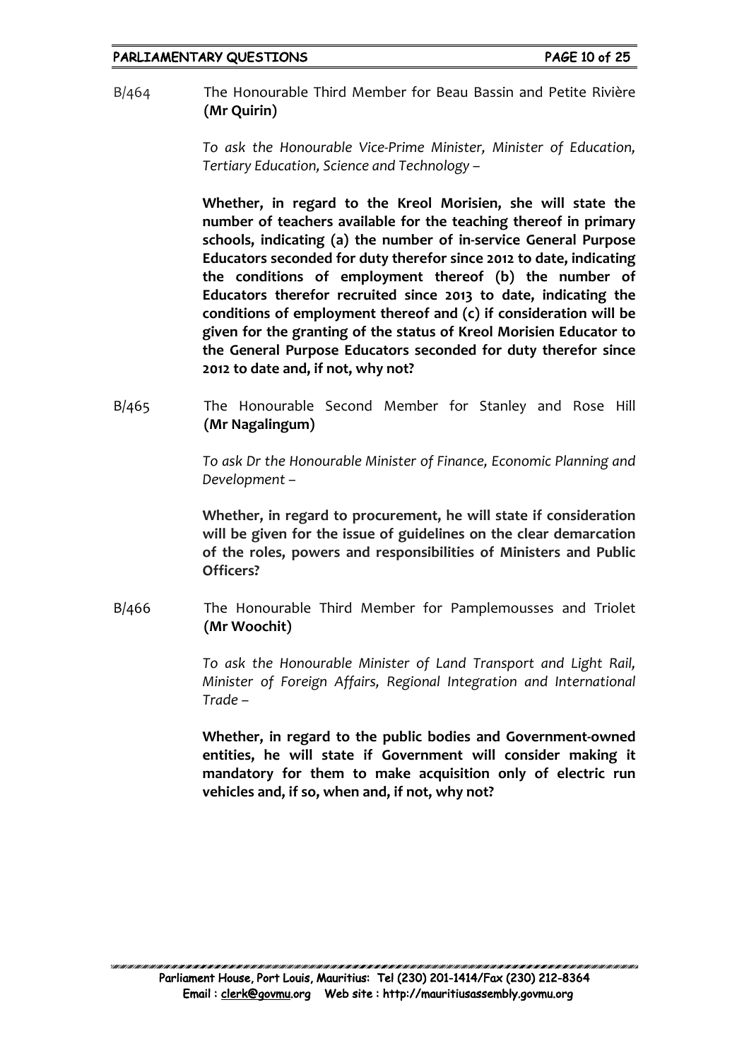B/464 The Honourable Third Member for Beau Bassin and Petite Rivière **(Mr Quirin)**

*To ask the Honourable Vice-Prime Minister, Minister of Education, Tertiary Education, Science and Technology –*

**Whether, in regard to the Kreol Morisien, she will state the number of teachers available for the teaching thereof in primary schools, indicating (a) the number of in-service General Purpose Educators seconded for duty therefor since 2012 to date, indicating the conditions of employment thereof (b) the number of Educators therefor recruited since 2013 to date, indicating the conditions of employment thereof and (c) if consideration will be given for the granting of the status of Kreol Morisien Educator to the General Purpose Educators seconded for duty therefor since 2012 to date and, if not, why not?**

B/465 The Honourable Second Member for Stanley and Rose Hill **(Mr Nagalingum)**

*To ask Dr the Honourable Minister of Finance, Economic Planning and Development –*

**Whether, in regard to procurement, he will state if consideration will be given for the issue of guidelines on the clear demarcation of the roles, powers and responsibilities of Ministers and Public Officers?**

B/466 The Honourable Third Member for Pamplemousses and Triolet **(Mr Woochit)**

*To ask the Honourable Minister of Land Transport and Light Rail, Minister of Foreign Affairs, Regional Integration and International Trade –*

**Whether, in regard to the public bodies and Government-owned entities, he will state if Government will consider making it mandatory for them to make acquisition only of electric run vehicles and, if so, when and, if not, why not?**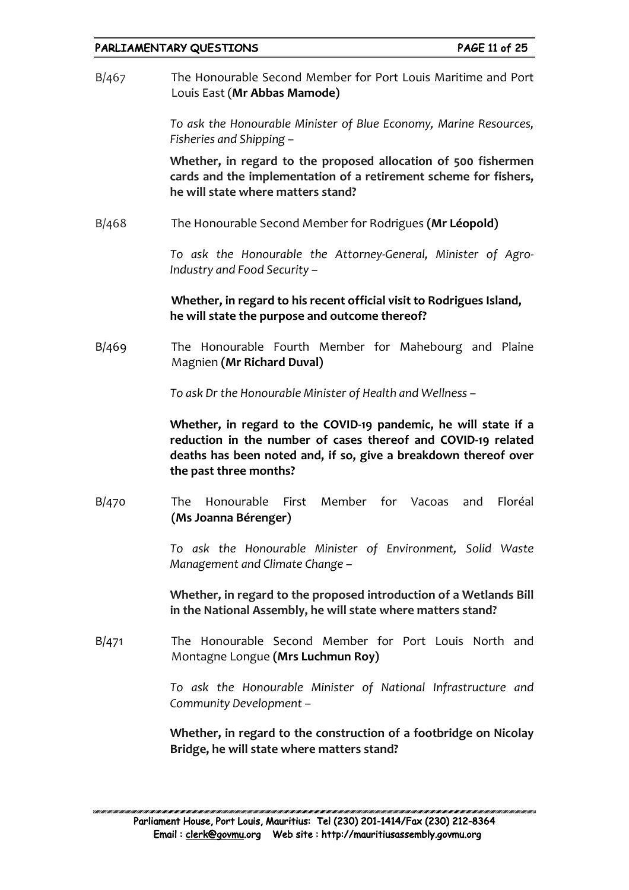B/467 The Honourable Second Member for Port Louis Maritime and Port Louis East (**Mr Abbas Mamode**)

*To ask the Honourable Minister of Blue Economy, Marine Resources, Fisheries and Shipping –*

**Whether, in regard to the proposed allocation of 500 fishermen cards and the implementation of a retirement scheme for fishers, he will state where matters stand?**

B/468 The Honourable Second Member for Rodrigues **(Mr Léopold)**

*To ask the Honourable the Attorney-General, Minister of Agro-Industry and Food Security –*

**Whether, in regard to his recent official visit to Rodrigues Island, he will state the purpose and outcome thereof?**

B/469 The Honourable Fourth Member for Mahebourg and Plaine Magnien **(Mr Richard Duval)**

*To ask Dr the Honourable Minister of Health and Wellness –*

**Whether, in regard to the COVID-19 pandemic, he will state if a reduction in the number of cases thereof and COVID-19 related deaths has been noted and, if so, give a breakdown thereof over the past three months?**

B/470 The Honourable First Member for Vacoas and Floréal **(Ms Joanna Bérenger)**

*To ask the Honourable Minister of Environment, Solid Waste Management and Climate Change –*

**Whether, in regard to the proposed introduction of a Wetlands Bill in the National Assembly, he will state where matters stand?**

B/471 The Honourable Second Member for Port Louis North and Montagne Longue **(Mrs Luchmun Roy)**

*To ask the Honourable Minister of National Infrastructure and Community Development –*

**Whether, in regard to the construction of a footbridge on Nicolay Bridge, he will state where matters stand?**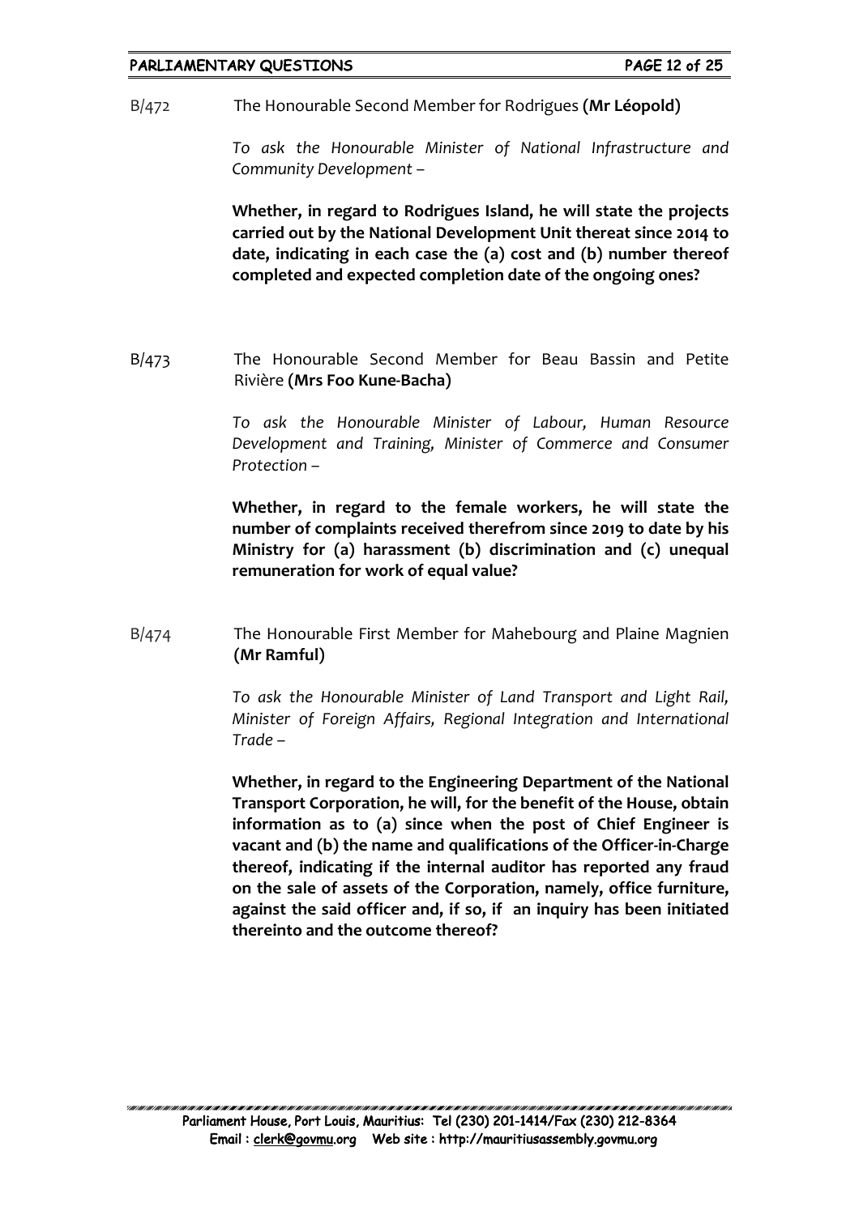B/472 The Honourable Second Member for Rodrigues **(Mr Léopold)**

*To ask the Honourable Minister of National Infrastructure and Community Development –*

**Whether, in regard to Rodrigues Island, he will state the projects carried out by the National Development Unit thereat since 2014 to date, indicating in each case the (a) cost and (b) number thereof completed and expected completion date of the ongoing ones?**

B/473 The Honourable Second Member for Beau Bassin and Petite Rivière **(Mrs Foo Kune-Bacha)**

*To ask the Honourable Minister of Labour, Human Resource Development and Training, Minister of Commerce and Consumer Protection –*

**Whether, in regard to the female workers, he will state the number of complaints received therefrom since 2019 to date by his Ministry for (a) harassment (b) discrimination and (c) unequal remuneration for work of equal value?**

B/474 The Honourable First Member for Mahebourg and Plaine Magnien **(Mr Ramful)**

*To ask the Honourable Minister of Land Transport and Light Rail, Minister of Foreign Affairs, Regional Integration and International Trade –*

**Whether, in regard to the Engineering Department of the National Transport Corporation, he will, for the benefit of the House, obtain information as to (a) since when the post of Chief Engineer is vacant and (b) the name and qualifications of the Officer-in-Charge thereof, indicating if the internal auditor has reported any fraud on the sale of assets of the Corporation, namely, office furniture, against the said officer and, if so, if an inquiry has been initiated thereinto and the outcome thereof?**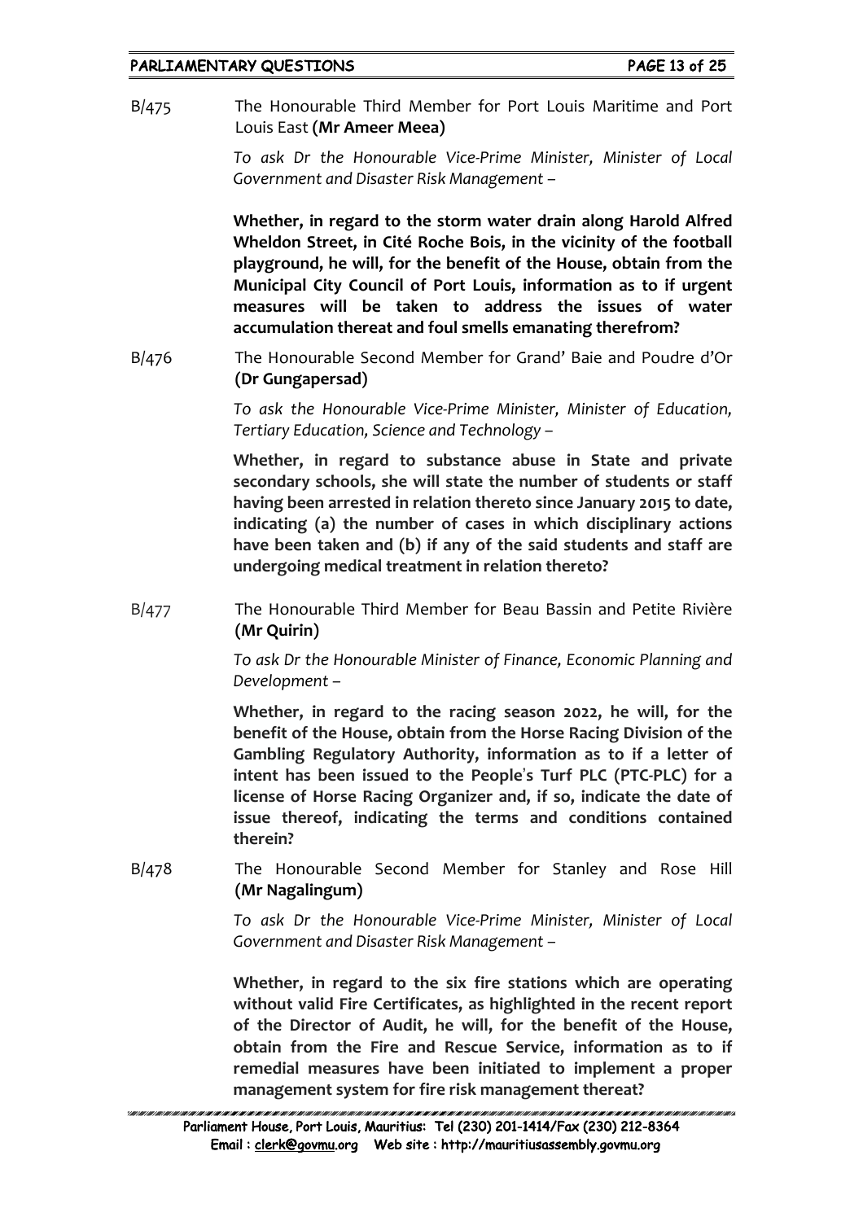B/475 The Honourable Third Member for Port Louis Maritime and Port Louis East **(Mr Ameer Meea)**

*To ask Dr the Honourable Vice-Prime Minister, Minister of Local Government and Disaster Risk Management –*

**Whether, in regard to the storm water drain along Harold Alfred Wheldon Street, in Cité Roche Bois, in the vicinity of the football playground, he will, for the benefit of the House, obtain from the Municipal City Council of Port Louis, information as to if urgent measures will be taken to address the issues of water accumulation thereat and foul smells emanating therefrom?**

B/476 The Honourable Second Member for Grand' Baie and Poudre d'Or **(Dr Gungapersad)**

*To ask the Honourable Vice-Prime Minister, Minister of Education, Tertiary Education, Science and Technology –*

**Whether, in regard to substance abuse in State and private secondary schools, she will state the number of students or staff having been arrested in relation thereto since January 2015 to date, indicating (a) the number of cases in which disciplinary actions have been taken and (b) if any of the said students and staff are undergoing medical treatment in relation thereto?**

B/477 The Honourable Third Member for Beau Bassin and Petite Rivière **(Mr Quirin)**

*To ask Dr the Honourable Minister of Finance, Economic Planning and Development –*

**Whether, in regard to the racing season 2022, he will, for the benefit of the House, obtain from the Horse Racing Division of the Gambling Regulatory Authority, information as to if a letter of intent has been issued to the People's Turf PLC (PTC-PLC) for a license of Horse Racing Organizer and, if so, indicate the date of issue thereof, indicating the terms and conditions contained therein?**

B/478 The Honourable Second Member for Stanley and Rose Hill **(Mr Nagalingum)**

*To ask Dr the Honourable Vice-Prime Minister, Minister of Local Government and Disaster Risk Management –*

**Whether, in regard to the six fire stations which are operating without valid Fire Certificates, as highlighted in the recent report of the Director of Audit, he will, for the benefit of the House, obtain from the Fire and Rescue Service, information as to if remedial measures have been initiated to implement a proper management system for fire risk management thereat?**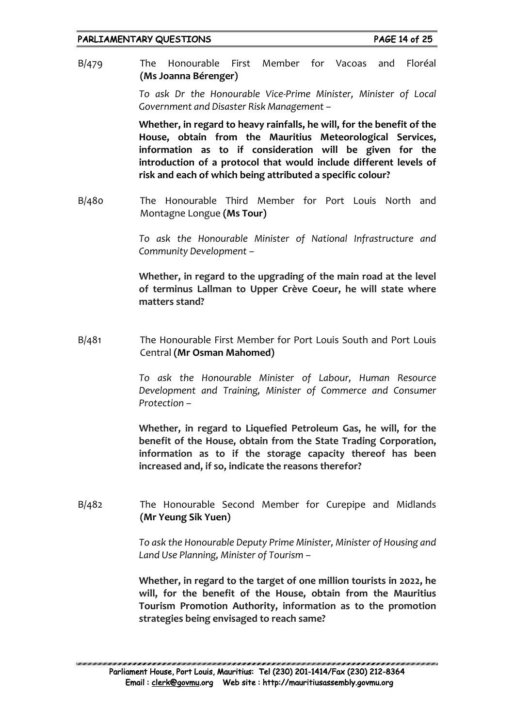B/479 The Honourable First Member for Vacoas and Floréal **(Ms Joanna Bérenger)**

*To ask Dr the Honourable Vice-Prime Minister, Minister of Local Government and Disaster Risk Management –*

**Whether, in regard to heavy rainfalls, he will, for the benefit of the House, obtain from the Mauritius Meteorological Services, information as to if consideration will be given for the introduction of a protocol that would include different levels of risk and each of which being attributed a specific colour?**

B/480 The Honourable Third Member for Port Louis North and Montagne Longue **(Ms Tour)**

*To ask the Honourable Minister of National Infrastructure and Community Development –*

**Whether, in regard to the upgrading of the main road at the level of terminus Lallman to Upper Crève Coeur, he will state where matters stand?**

B/481 The Honourable First Member for Port Louis South and Port Louis Central **(Mr Osman Mahomed)**

*To ask the Honourable Minister of Labour, Human Resource Development and Training, Minister of Commerce and Consumer Protection –*

**Whether, in regard to Liquefied Petroleum Gas, he will, for the benefit of the House, obtain from the State Trading Corporation, information as to if the storage capacity thereof has been increased and, if so, indicate the reasons therefor?**

B/482 The Honourable Second Member for Curepipe and Midlands **(Mr Yeung Sik Yuen)**

*To ask the Honourable Deputy Prime Minister, Minister of Housing and Land Use Planning, Minister of Tourism –*

**Whether, in regard to the target of one million tourists in 2022, he will, for the benefit of the House, obtain from the Mauritius Tourism Promotion Authority, information as to the promotion strategies being envisaged to reach same?**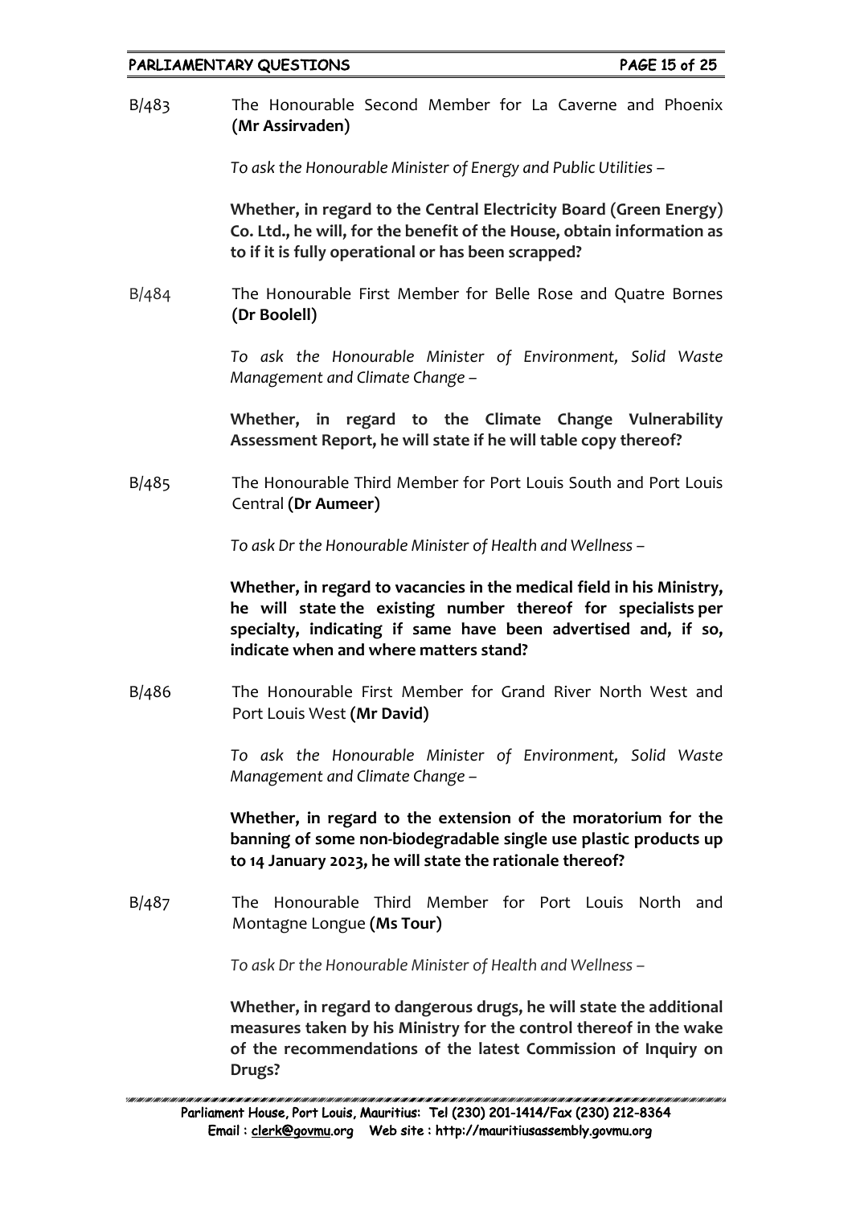B/483 The Honourable Second Member for La Caverne and Phoenix **(Mr Assirvaden)**

*To ask the Honourable Minister of Energy and Public Utilities –*

**Whether, in regard to the Central Electricity Board (Green Energy) Co. Ltd., he will, for the benefit of the House, obtain information as to if it is fully operational or has been scrapped?**

B/484 The Honourable First Member for Belle Rose and Quatre Bornes **(Dr Boolell)**

*To ask the Honourable Minister of Environment, Solid Waste Management and Climate Change –*

**Whether, in regard to the Climate Change Vulnerability Assessment Report, he will state if he will table copy thereof?**

B/485 The Honourable Third Member for Port Louis South and Port Louis Central **(Dr Aumeer)**

*To ask Dr the Honourable Minister of Health and Wellness –*

**Whether, in regard to vacancies in the medical field in his Ministry, he will state the existing number thereof for specialists per specialty, indicating if same have been advertised and, if so, indicate when and where matters stand?**

B/486 The Honourable First Member for Grand River North West and Port Louis West **(Mr David)**

*To ask the Honourable Minister of Environment, Solid Waste Management and Climate Change –*

**Whether, in regard to the extension of the moratorium for the banning of some non-biodegradable single use plastic products up to 14 January 2023, he will state the rationale thereof?**

B/487 The Honourable Third Member for Port Louis North and Montagne Longue **(Ms Tour)**

*To ask Dr the Honourable Minister of Health and Wellness –*

**Whether, in regard to dangerous drugs, he will state the additional measures taken by his Ministry for the control thereof in the wake of the recommendations of the latest Commission of Inquiry on Drugs?**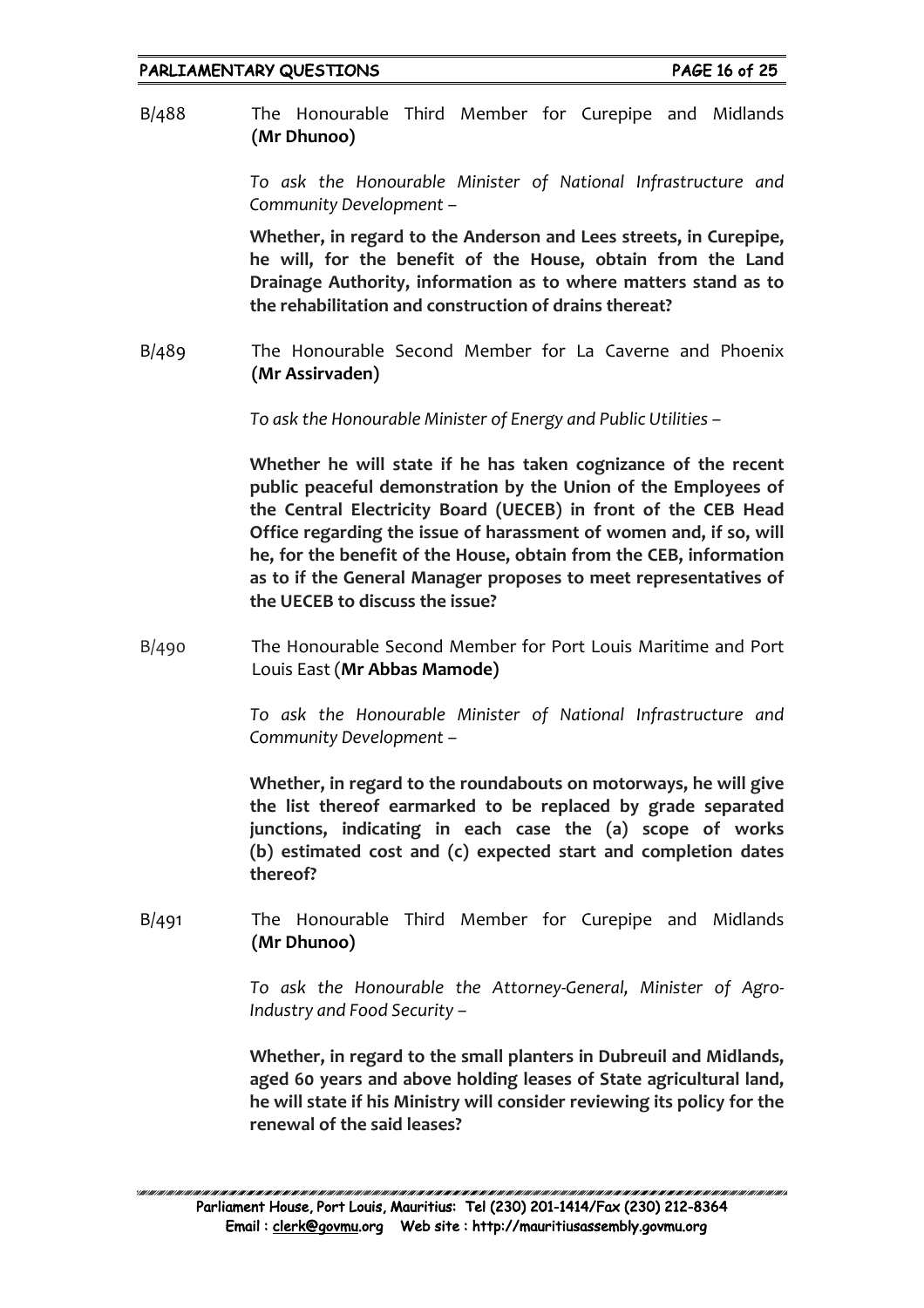B/488 The Honourable Third Member for Curepipe and Midlands **(Mr Dhunoo)**

*To ask the Honourable Minister of National Infrastructure and Community Development –*

**Whether, in regard to the Anderson and Lees streets, in Curepipe, he will, for the benefit of the House, obtain from the Land Drainage Authority, information as to where matters stand as to the rehabilitation and construction of drains thereat?**

B/489 The Honourable Second Member for La Caverne and Phoenix **(Mr Assirvaden)**

*To ask the Honourable Minister of Energy and Public Utilities –*

**Whether he will state if he has taken cognizance of the recent public peaceful demonstration by the Union of the Employees of the Central Electricity Board (UECEB) in front of the CEB Head Office regarding the issue of harassment of women and, if so, will he, for the benefit of the House, obtain from the CEB, information as to if the General Manager proposes to meet representatives of the UECEB to discuss the issue?**

B/490 The Honourable Second Member for Port Louis Maritime and Port Louis East (**Mr Abbas Mamode)**

*To ask the Honourable Minister of National Infrastructure and Community Development –*

**Whether, in regard to the roundabouts on motorways, he will give the list thereof earmarked to be replaced by grade separated junctions, indicating in each case the (a) scope of works (b) estimated cost and (c) expected start and completion dates thereof?**

B/491 The Honourable Third Member for Curepipe and Midlands **(Mr Dhunoo)**

*To ask the Honourable the Attorney-General, Minister of Agro-Industry and Food Security –*

**Whether, in regard to the small planters in Dubreuil and Midlands, aged 60 years and above holding leases of State agricultural land, he will state if his Ministry will consider reviewing its policy for the renewal of the said leases?**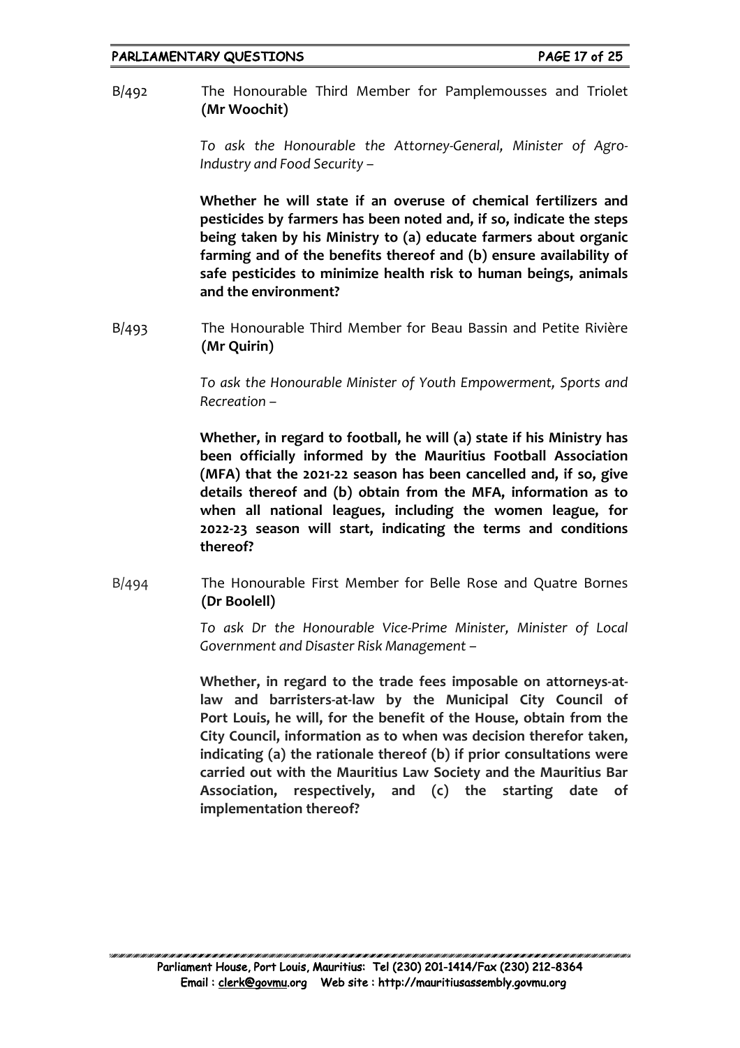B/492 The Honourable Third Member for Pamplemousses and Triolet **(Mr Woochit)**

*To ask the Honourable the Attorney-General, Minister of Agro-Industry and Food Security –*

**Whether he will state if an overuse of chemical fertilizers and pesticides by farmers has been noted and, if so, indicate the steps being taken by his Ministry to (a) educate farmers about organic farming and of the benefits thereof and (b) ensure availability of safe pesticides to minimize health risk to human beings, animals and the environment?**

B/493 The Honourable Third Member for Beau Bassin and Petite Rivière **(Mr Quirin)**

*To ask the Honourable Minister of Youth Empowerment, Sports and Recreation –*

**Whether, in regard to football, he will (a) state if his Ministry has been officially informed by the Mauritius Football Association (MFA) that the 2021-22 season has been cancelled and, if so, give details thereof and (b) obtain from the MFA, information as to when all national leagues, including the women league, for 2022-23 season will start, indicating the terms and conditions thereof?**

B/494 The Honourable First Member for Belle Rose and Quatre Bornes **(Dr Boolell)**

*To ask Dr the Honourable Vice-Prime Minister, Minister of Local Government and Disaster Risk Management –*

**Whether, in regard to the trade fees imposable on attorneys-at-law and barristers-at-law by the Municipal City Council of Port Louis, he will, for the benefit of the House, obtain from the City Council, information as to when was decision therefor taken, indicating (a) the rationale thereof (b) if prior consultations were carried out with the Mauritius Law Society and the Mauritius Bar Association, respectively, and (c) the starting date of implementation thereof?**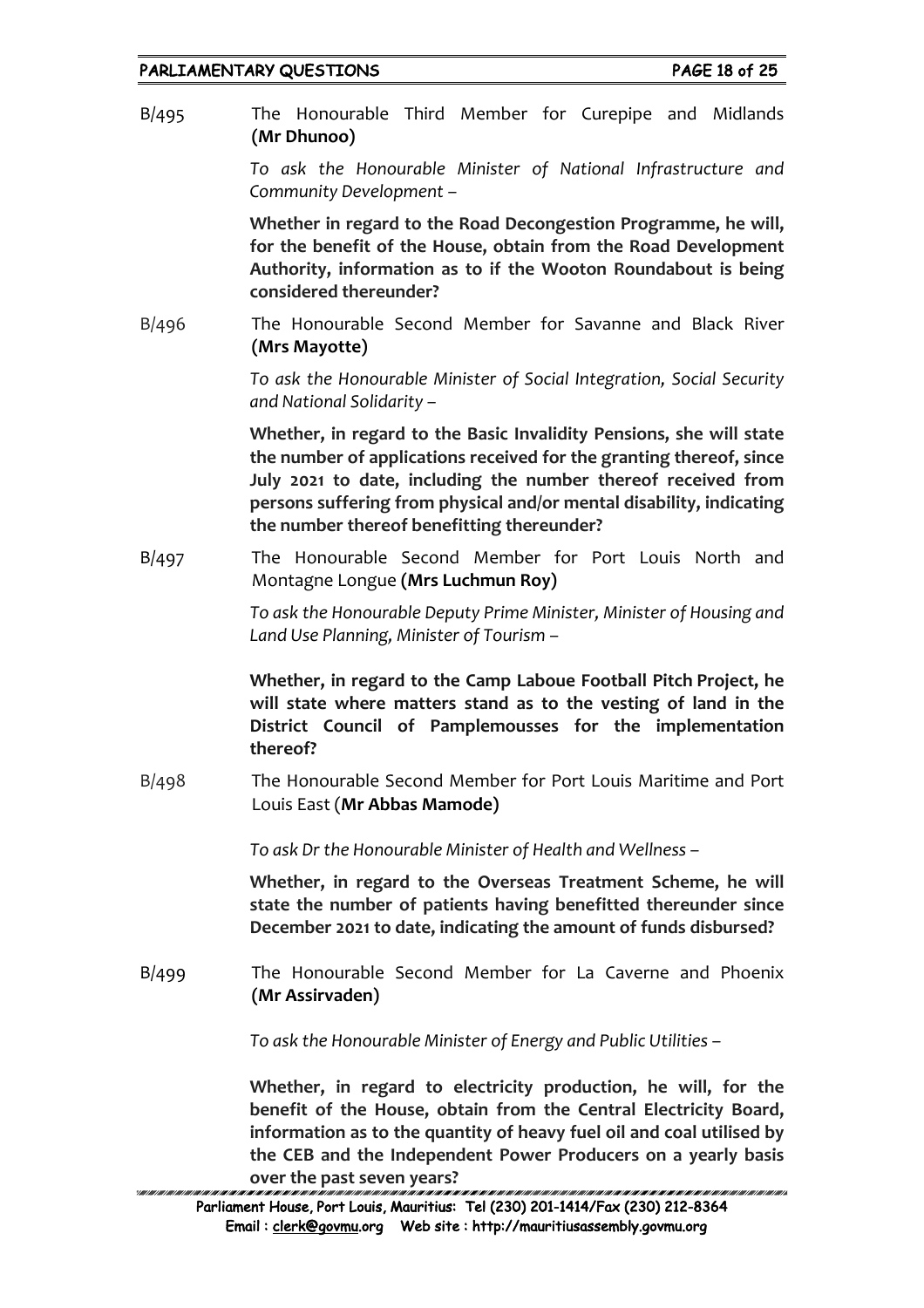B/495 The Honourable Third Member for Curepipe and Midlands **(Mr Dhunoo)**

*To ask the Honourable Minister of National Infrastructure and Community Development –*

**Whether in regard to the Road Decongestion Programme, he will, for the benefit of the House, obtain from the Road Development Authority, information as to if the Wooton Roundabout is being considered thereunder?**

B/496 The Honourable Second Member for Savanne and Black River **(Mrs Mayotte)**

*To ask the Honourable Minister of Social Integration, Social Security and National Solidarity –*

**Whether, in regard to the Basic Invalidity Pensions, she will state the number of applications received for the granting thereof, since July 2021 to date, including the number thereof received from persons suffering from physical and/or mental disability, indicating the number thereof benefitting thereunder?**

B/497 The Honourable Second Member for Port Louis North and Montagne Longue **(Mrs Luchmun Roy)**

*To ask the Honourable Deputy Prime Minister, Minister of Housing and Land Use Planning, Minister of Tourism –*

**Whether, in regard to the Camp Laboue Football Pitch Project, he will state where matters stand as to the vesting of land in the District Council of Pamplemousses for the implementation thereof?**

B/498 The Honourable Second Member for Port Louis Maritime and Port Louis East (**Mr Abbas Mamode**)

*To ask Dr the Honourable Minister of Health and Wellness –*

**Whether, in regard to the Overseas Treatment Scheme, he will state the number of patients having benefitted thereunder since December 2021 to date, indicating the amount of funds disbursed?**

B/499 The Honourable Second Member for La Caverne and Phoenix **(Mr Assirvaden)**

*To ask the Honourable Minister of Energy and Public Utilities –*

**Whether, in regard to electricity production, he will, for the benefit of the House, obtain from the Central Electricity Board, information as to the quantity of heavy fuel oil and coal utilised by the CEB and the Independent Power Producers on a yearly basis over the past seven years?**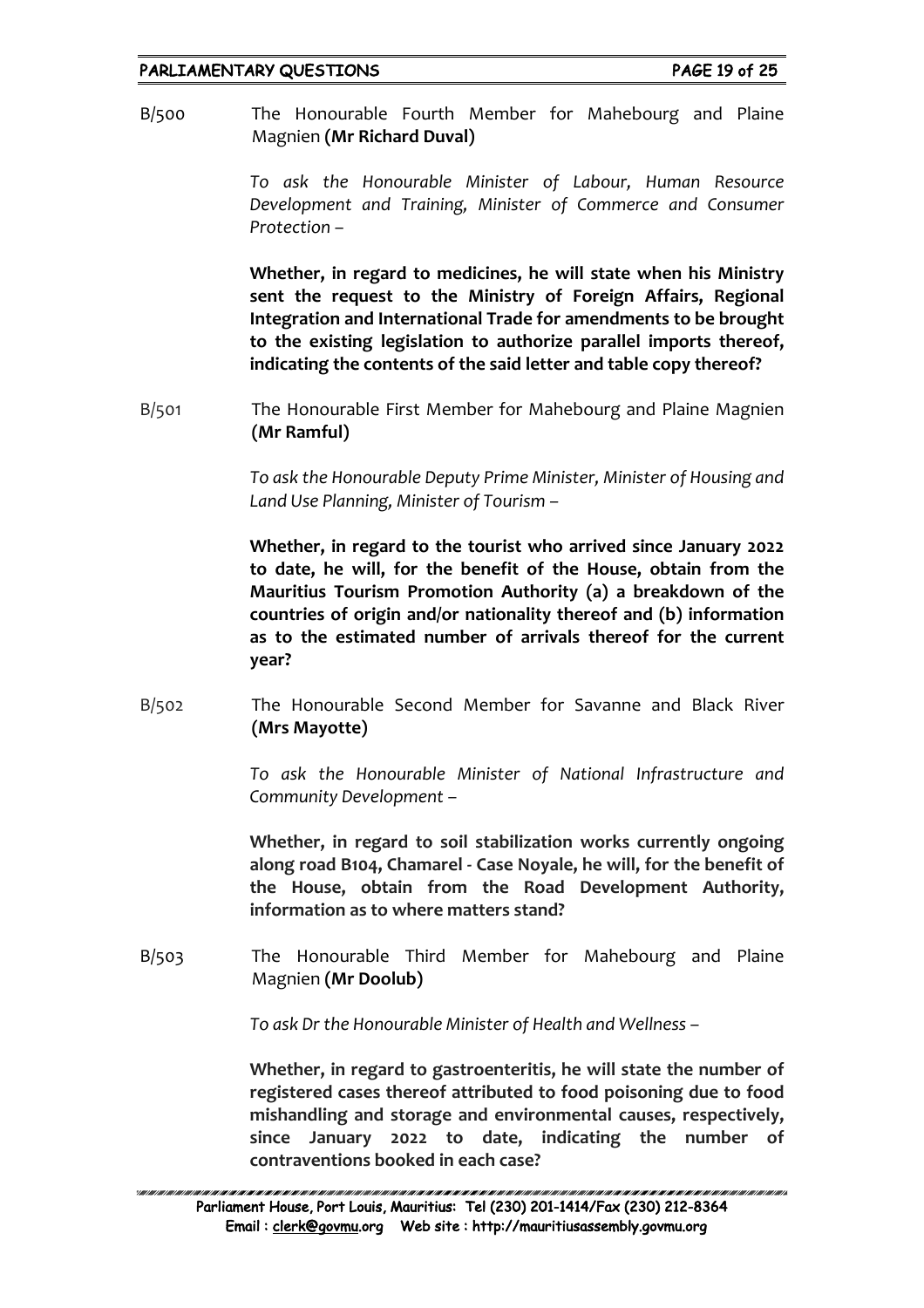B/500 The Honourable Fourth Member for Mahebourg and Plaine Magnien **(Mr Richard Duval)**

*To ask the Honourable Minister of Labour, Human Resource Development and Training, Minister of Commerce and Consumer Protection –*

**Whether, in regard to medicines, he will state when his Ministry sent the request to the Ministry of Foreign Affairs, Regional Integration and International Trade for amendments to be brought to the existing legislation to authorize parallel imports thereof, indicating the contents of the said letter and table copy thereof?**

B/501 The Honourable First Member for Mahebourg and Plaine Magnien **(Mr Ramful)**

*To ask the Honourable Deputy Prime Minister, Minister of Housing and Land Use Planning, Minister of Tourism –*

**Whether, in regard to the tourist who arrived since January 2022 to date, he will, for the benefit of the House, obtain from the Mauritius Tourism Promotion Authority (a) a breakdown of the countries of origin and/or nationality thereof and (b) information as to the estimated number of arrivals thereof for the current year?**

B/502 The Honourable Second Member for Savanne and Black River **(Mrs Mayotte)**

*To ask the Honourable Minister of National Infrastructure and Community Development –*

**Whether, in regard to soil stabilization works currently ongoing along road B104, Chamarel - Case Noyale, he will, for the benefit of the House, obtain from the Road Development Authority, information as to where matters stand?**

B/503 The Honourable Third Member for Mahebourg and Plaine Magnien **(Mr Doolub)**

*To ask Dr the Honourable Minister of Health and Wellness –*

**Whether, in regard to gastroenteritis, he will state the number of registered cases thereof attributed to food poisoning due to food mishandling and storage and environmental causes, respectively, since January 2022 to date, indicating the number of contraventions booked in each case?**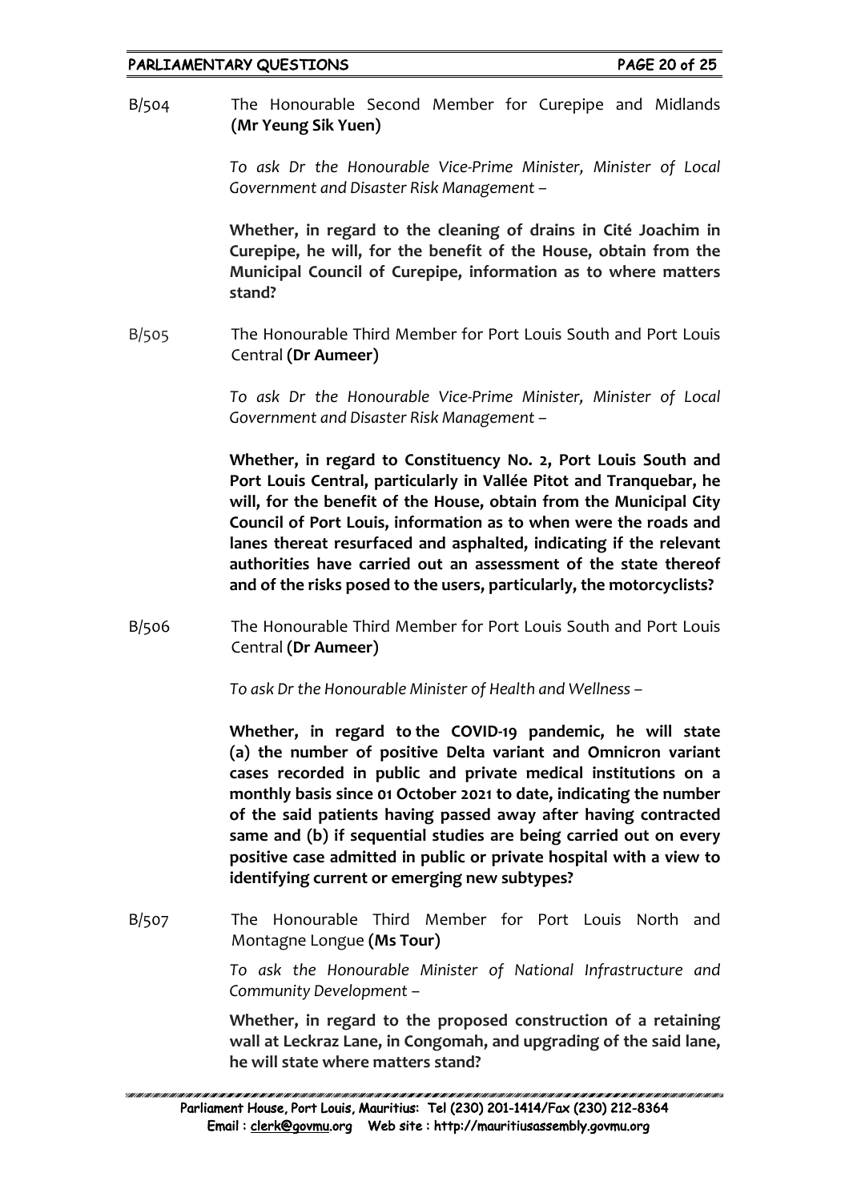B/504 The Honourable Second Member for Curepipe and Midlands **(Mr Yeung Sik Yuen)**

*To ask Dr the Honourable Vice-Prime Minister, Minister of Local Government and Disaster Risk Management –*

**Whether, in regard to the cleaning of drains in Cité Joachim in Curepipe, he will, for the benefit of the House, obtain from the Municipal Council of Curepipe, information as to where matters stand?**

B/505 The Honourable Third Member for Port Louis South and Port Louis Central **(Dr Aumeer)**

*To ask Dr the Honourable Vice-Prime Minister, Minister of Local Government and Disaster Risk Management –*

**Whether, in regard to Constituency No. 2, Port Louis South and Port Louis Central, particularly in Vallée Pitot and Tranquebar, he will, for the benefit of the House, obtain from the Municipal City Council of Port Louis, information as to when were the roads and lanes thereat resurfaced and asphalted, indicating if the relevant authorities have carried out an assessment of the state thereof and of the risks posed to the users, particularly, the motorcyclists?**

B/506 The Honourable Third Member for Port Louis South and Port Louis Central **(Dr Aumeer)**

*To ask Dr the Honourable Minister of Health and Wellness –*

**Whether, in regard to the COVID-19 pandemic, he will state (a) the number of positive Delta variant and Omnicron variant cases recorded in public and private medical institutions on a monthly basis since 01 October 2021 to date, indicating the number of the said patients having passed away after having contracted same and (b) if sequential studies are being carried out on every positive case admitted in public or private hospital with a view to identifying current or emerging new subtypes?**

B/507 The Honourable Third Member for Port Louis North and Montagne Longue **(Ms Tour)**

*To ask the Honourable Minister of National Infrastructure and Community Development –*

**Whether, in regard to the proposed construction of a retaining wall at Leckraz Lane, in Congomah, and upgrading of the said lane, he will state where matters stand?**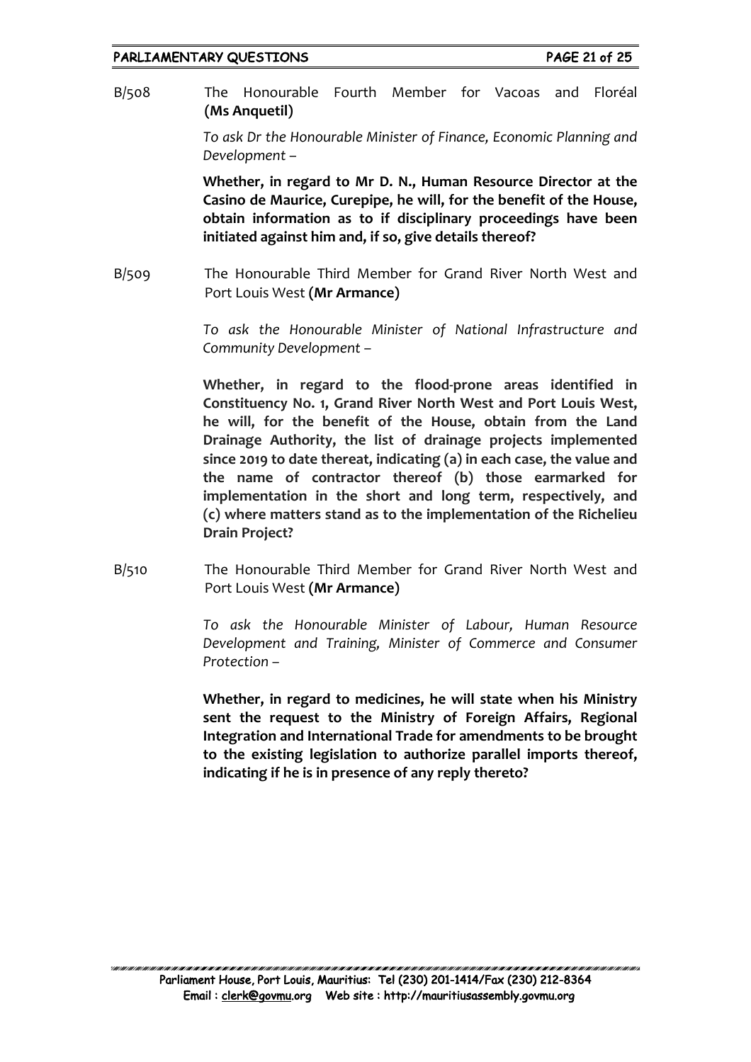B/508 The Honourable Fourth Member for Vacoas and Floréal **(Ms Anquetil)**

*To ask Dr the Honourable Minister of Finance, Economic Planning and Development –*

**Whether, in regard to Mr D. N., Human Resource Director at the Casino de Maurice, Curepipe, he will, for the benefit of the House, obtain information as to if disciplinary proceedings have been initiated against him and, if so, give details thereof?**

B/509 The Honourable Third Member for Grand River North West and Port Louis West **(Mr Armance)**

*To ask the Honourable Minister of National Infrastructure and Community Development –*

**Whether, in regard to the flood-prone areas identified in Constituency No. 1, Grand River North West and Port Louis West, he will, for the benefit of the House, obtain from the Land Drainage Authority, the list of drainage projects implemented since 2019 to date thereat, indicating (a) in each case, the value and the name of contractor thereof (b) those earmarked for implementation in the short and long term, respectively, and (c) where matters stand as to the implementation of the Richelieu Drain Project?**

B/510 The Honourable Third Member for Grand River North West and Port Louis West **(Mr Armance)**

*To ask the Honourable Minister of Labour, Human Resource Development and Training, Minister of Commerce and Consumer Protection –*

**Whether, in regard to medicines, he will state when his Ministry sent the request to the Ministry of Foreign Affairs, Regional Integration and International Trade for amendments to be brought to the existing legislation to authorize parallel imports thereof, indicating if he is in presence of any reply thereto?**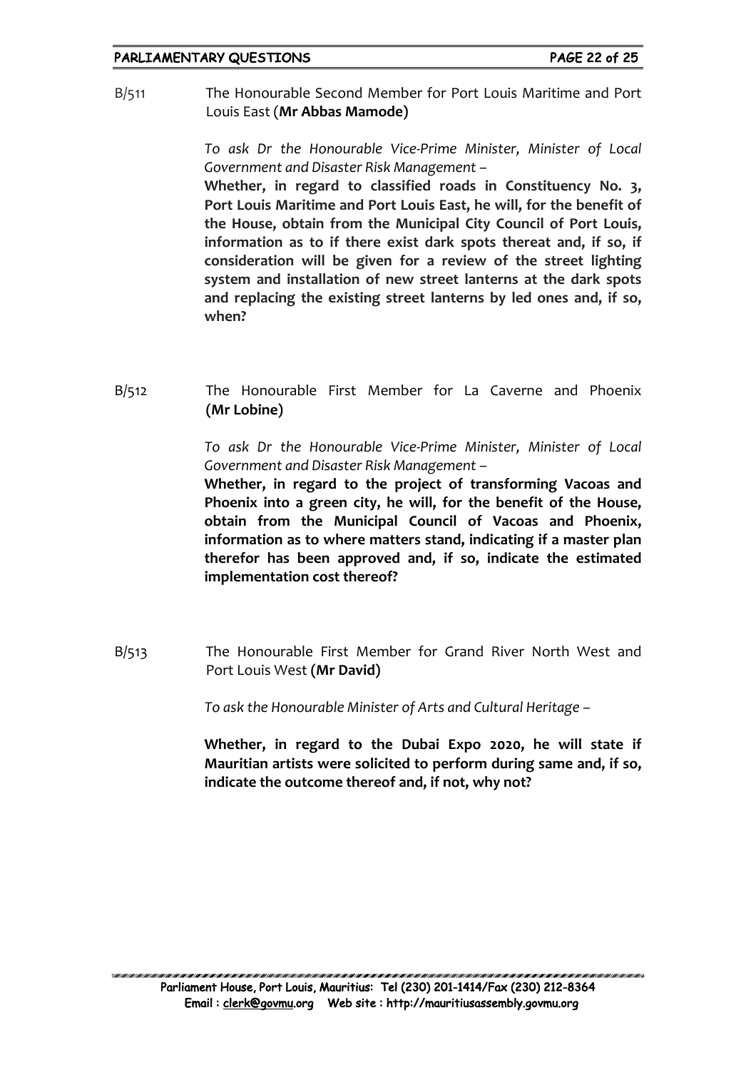B/511 The Honourable Second Member for Port Louis Maritime and Port Louis East (**Mr Abbas Mamode**)

*To ask Dr the Honourable Vice-Prime Minister, Minister of Local Government and Disaster Risk Management –*

**Whether, in regard to classified roads in Constituency No. 3, Port Louis Maritime and Port Louis East, he will, for the benefit of the House, obtain from the Municipal City Council of Port Louis, information as to if there exist dark spots thereat and, if so, if consideration will be given for a review of the street lighting system and installation of new street lanterns at the dark spots and replacing the existing street lanterns by led ones and, if so, when?**

B/512 The Honourable First Member for La Caverne and Phoenix **(Mr Lobine)**

*To ask Dr the Honourable Vice-Prime Minister, Minister of Local Government and Disaster Risk Management –*

**Whether, in regard to the project of transforming Vacoas and Phoenix into a green city, he will, for the benefit of the House, obtain from the Municipal Council of Vacoas and Phoenix, information as to where matters stand, indicating if a master plan therefor has been approved and, if so, indicate the estimated implementation cost thereof?**

B/513 The Honourable First Member for Grand River North West and Port Louis West **(Mr David)**

*To ask the Honourable Minister of Arts and Cultural Heritage –*

**Whether, in regard to the Dubai Expo 2020, he will state if Mauritian artists were solicited to perform during same and, if so, indicate the outcome thereof and, if not, why not?**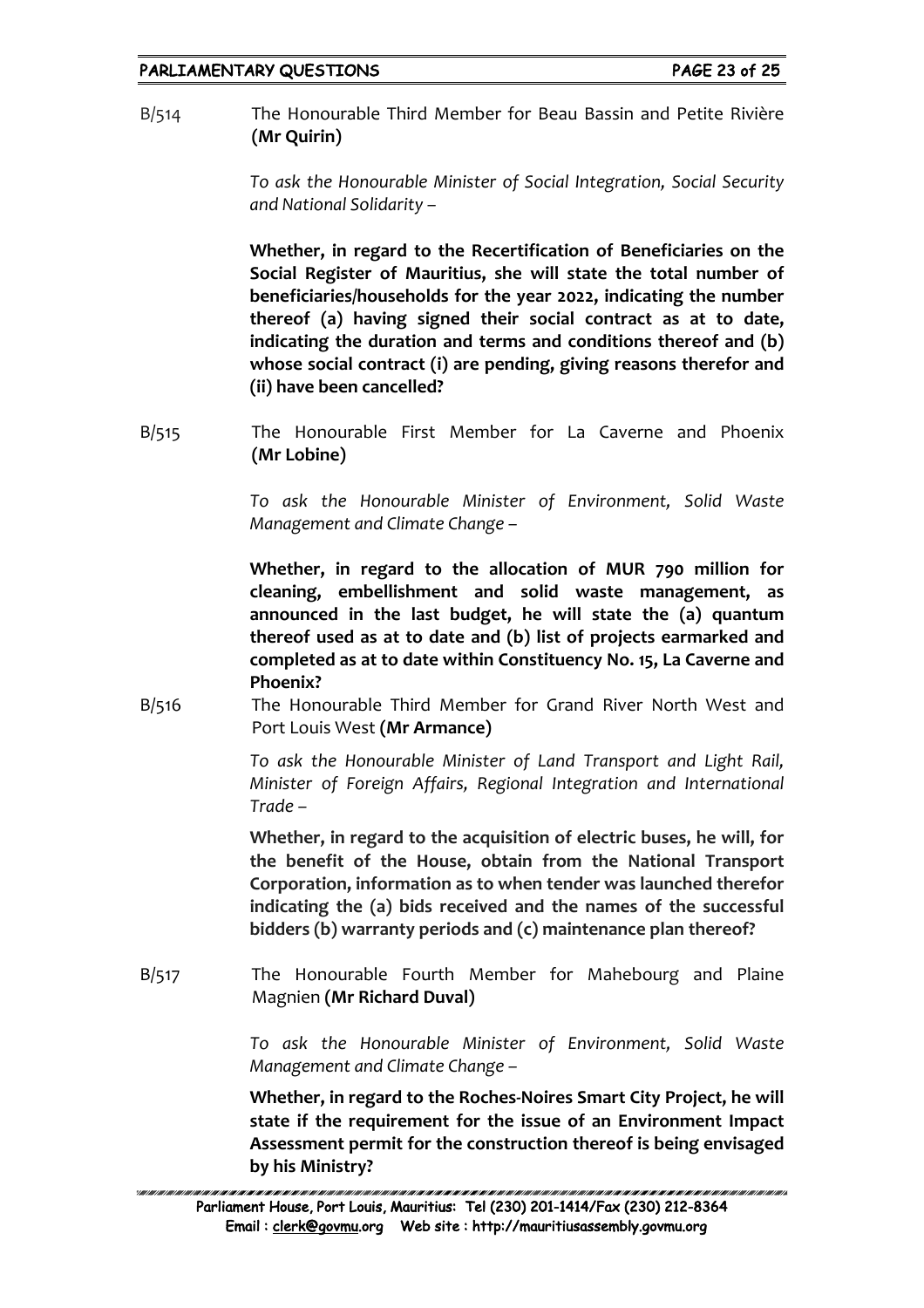B/514 The Honourable Third Member for Beau Bassin and Petite Rivière **(Mr Quirin)**

*To ask the Honourable Minister of Social Integration, Social Security and National Solidarity –*

**Whether, in regard to the Recertification of Beneficiaries on the Social Register of Mauritius, she will state the total number of beneficiaries/households for the year 2022, indicating the number thereof (a) having signed their social contract as at to date, indicating the duration and terms and conditions thereof and (b) whose social contract (i) are pending, giving reasons therefor and (ii) have been cancelled?**

B/515 The Honourable First Member for La Caverne and Phoenix **(Mr Lobine)**

*To ask the Honourable Minister of Environment, Solid Waste Management and Climate Change –*

**Whether, in regard to the allocation of MUR 790 million for cleaning, embellishment and solid waste management, as announced in the last budget, he will state the (a) quantum thereof used as at to date and (b) list of projects earmarked and completed as at to date within Constituency No. 15, La Caverne and Phoenix?**

B/516 The Honourable Third Member for Grand River North West and Port Louis West **(Mr Armance)**

*To ask the Honourable Minister of Land Transport and Light Rail, Minister of Foreign Affairs, Regional Integration and International Trade –*

**Whether, in regard to the acquisition of electric buses, he will, for the benefit of the House, obtain from the National Transport Corporation, information as to when tender was launched therefor indicating the (a) bids received and the names of the successful bidders (b) warranty periods and (c) maintenance plan thereof?**

B/517 The Honourable Fourth Member for Mahebourg and Plaine Magnien **(Mr Richard Duval)**

*To ask the Honourable Minister of Environment, Solid Waste Management and Climate Change –*

**Whether, in regard to the Roches-Noires Smart City Project, he will state if the requirement for the issue of an Environment Impact Assessment permit for the construction thereof is being envisaged by his Ministry?**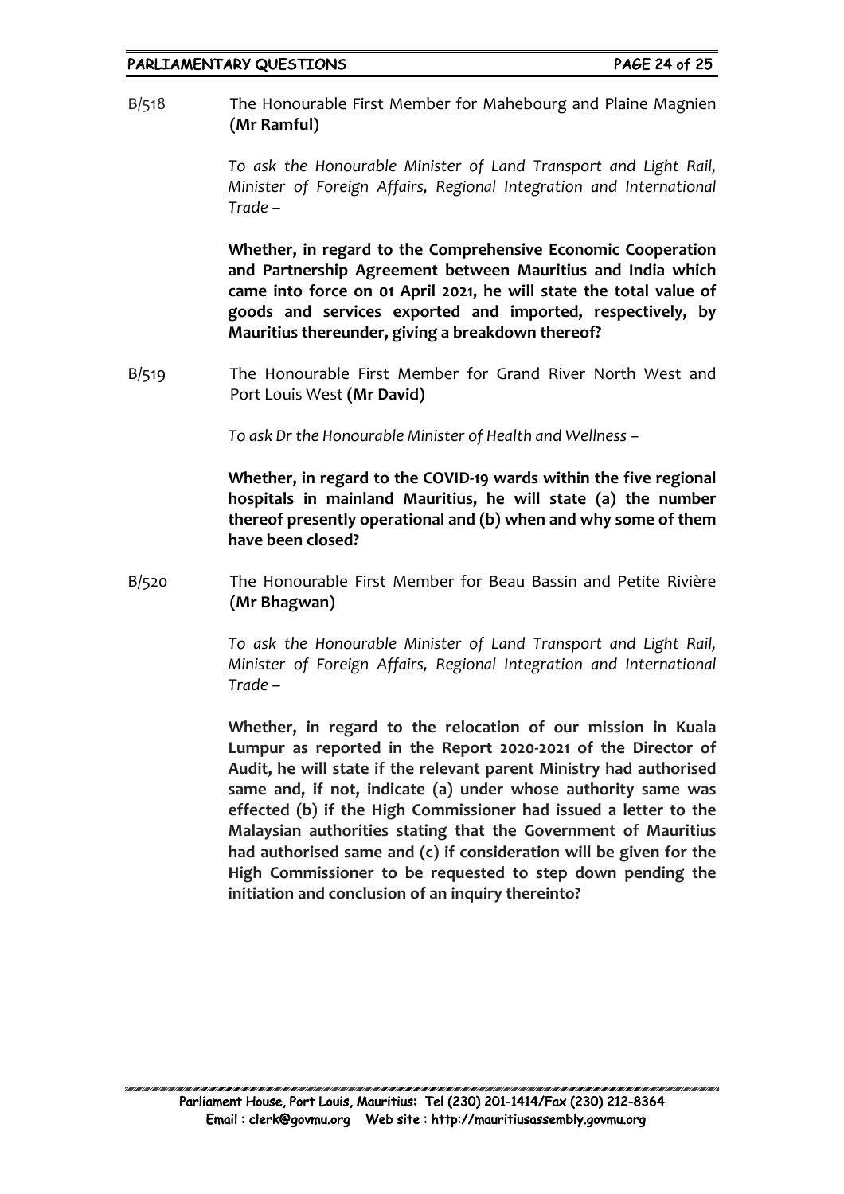B/518 The Honourable First Member for Mahebourg and Plaine Magnien **(Mr Ramful)**

*To ask the Honourable Minister of Land Transport and Light Rail, Minister of Foreign Affairs, Regional Integration and International Trade –*

**Whether, in regard to the Comprehensive Economic Cooperation and Partnership Agreement between Mauritius and India which came into force on 01 April 2021, he will state the total value of goods and services exported and imported, respectively, by Mauritius thereunder, giving a breakdown thereof?**

B/519 The Honourable First Member for Grand River North West and Port Louis West **(Mr David)**

*To ask Dr the Honourable Minister of Health and Wellness –*

**Whether, in regard to the COVID-19 wards within the five regional hospitals in mainland Mauritius, he will state (a) the number thereof presently operational and (b) when and why some of them have been closed?**

B/520 The Honourable First Member for Beau Bassin and Petite Rivière **(Mr Bhagwan)**

*To ask the Honourable Minister of Land Transport and Light Rail, Minister of Foreign Affairs, Regional Integration and International Trade –*

**Whether, in regard to the relocation of our mission in Kuala Lumpur as reported in the Report 2020-2021 of the Director of Audit, he will state if the relevant parent Ministry had authorised same and, if not, indicate (a) under whose authority same was effected (b) if the High Commissioner had issued a letter to the Malaysian authorities stating that the Government of Mauritius had authorised same and (c) if consideration will be given for the High Commissioner to be requested to step down pending the initiation and conclusion of an inquiry thereinto?**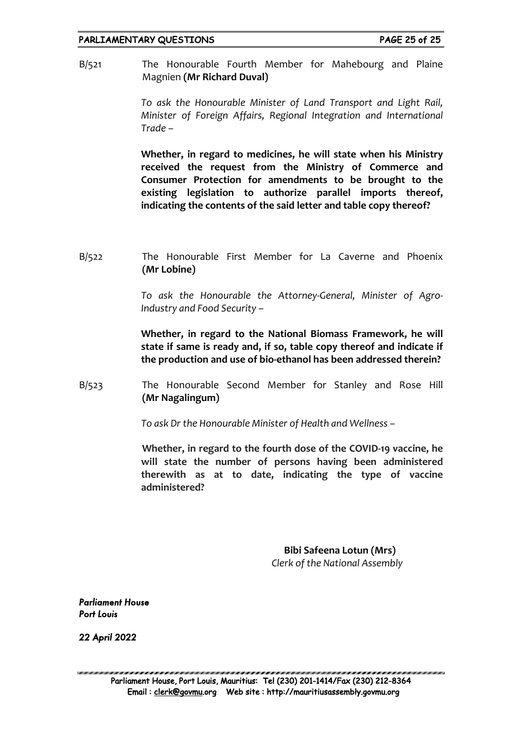B/521 The Honourable Fourth Member for Mahebourg and Plaine Magnien **(Mr Richard Duval)**

*To ask the Honourable Minister of Land Transport and Light Rail, Minister of Foreign Affairs, Regional Integration and International Trade –*

**Whether, in regard to medicines, he will state when his Ministry received the request from the Ministry of Commerce and Consumer Protection for amendments to be brought to the existing legislation to authorize parallel imports thereof, indicating the contents of the said letter and table copy thereof?**

B/522 The Honourable First Member for La Caverne and Phoenix **(Mr Lobine)**

*To ask the Honourable the Attorney-General, Minister of Agro-Industry and Food Security –*

**Whether, in regard to the National Biomass Framework, he will state if same is ready and, if so, table copy thereof and indicate if the production and use of bio-ethanol has been addressed therein?**

B/523 The Honourable Second Member for Stanley and Rose Hill **(Mr Nagalingum)**

*To ask Dr the Honourable Minister of Health and Wellness –*

**Whether, in regard to the fourth dose of the COVID-19 vaccine, he will state the number of persons having been administered therewith as at to date, indicating the type of vaccine administered?**

**Bibi Safeena Lotun (Mrs)**
*Clerk of the National Assembly*

*Parliament House*
*Port Louis*

*22 April 2022*

Parliament House, Port Louis, Mauritius: Tel (230) 201-1414/Fax (230) 212-8364
Email : clerk@govmu.org Web site : http://mauritiusassembly.govmu.org